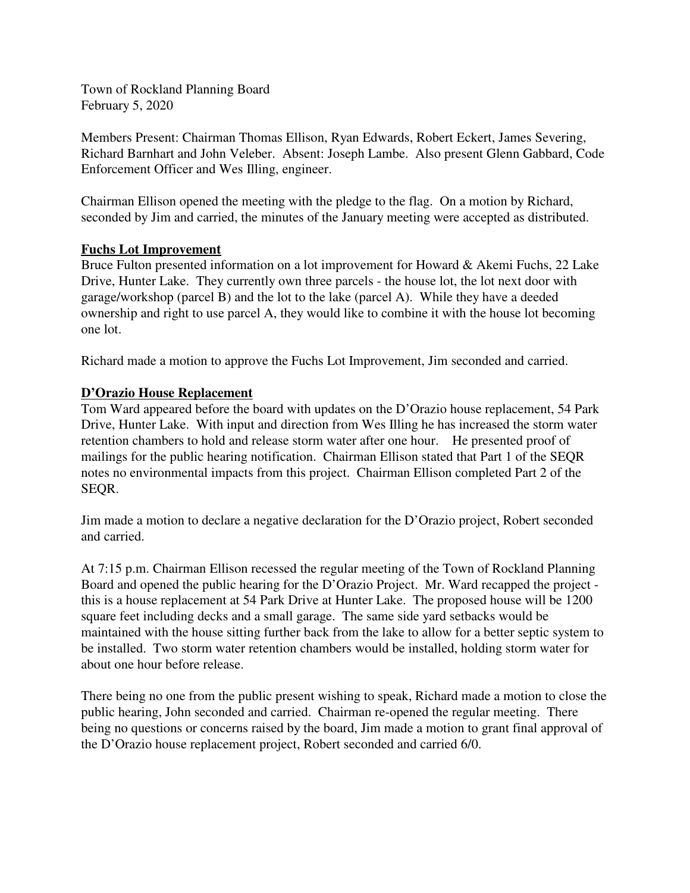Town of Rockland Planning Board
February 5, 2020

Members Present: Chairman Thomas Ellison, Ryan Edwards, Robert Eckert, James Severing, Richard Barnhart and John Veleber. Absent: Joseph Lambe. Also present Glenn Gabbard, Code Enforcement Officer and Wes Illing, engineer.

Chairman Ellison opened the meeting with the pledge to the flag. On a motion by Richard, seconded by Jim and carried, the minutes of the January meeting were accepted as distributed.

**Fuchs Lot Improvement**

Bruce Fulton presented information on a lot improvement for Howard & Akemi Fuchs, 22 Lake Drive, Hunter Lake. They currently own three parcels - the house lot, the lot next door with garage/workshop (parcel B) and the lot to the lake (parcel A). While they have a deeded ownership and right to use parcel A, they would like to combine it with the house lot becoming one lot.

Richard made a motion to approve the Fuchs Lot Improvement, Jim seconded and carried.

**D'Orazio House Replacement**

Tom Ward appeared before the board with updates on the D'Orazio house replacement, 54 Park Drive, Hunter Lake. With input and direction from Wes Illing he has increased the storm water retention chambers to hold and release storm water after one hour. He presented proof of mailings for the public hearing notification. Chairman Ellison stated that Part 1 of the SEQR notes no environmental impacts from this project. Chairman Ellison completed Part 2 of the SEQR.

Jim made a motion to declare a negative declaration for the D'Orazio project, Robert seconded and carried.

At 7:15 p.m. Chairman Ellison recessed the regular meeting of the Town of Rockland Planning Board and opened the public hearing for the D'Orazio Project. Mr. Ward recapped the project - this is a house replacement at 54 Park Drive at Hunter Lake. The proposed house will be 1200 square feet including decks and a small garage. The same side yard setbacks would be maintained with the house sitting further back from the lake to allow for a better septic system to be installed. Two storm water retention chambers would be installed, holding storm water for about one hour before release.

There being no one from the public present wishing to speak, Richard made a motion to close the public hearing, John seconded and carried. Chairman re-opened the regular meeting. There being no questions or concerns raised by the board, Jim made a motion to grant final approval of the D'Orazio house replacement project, Robert seconded and carried 6/0.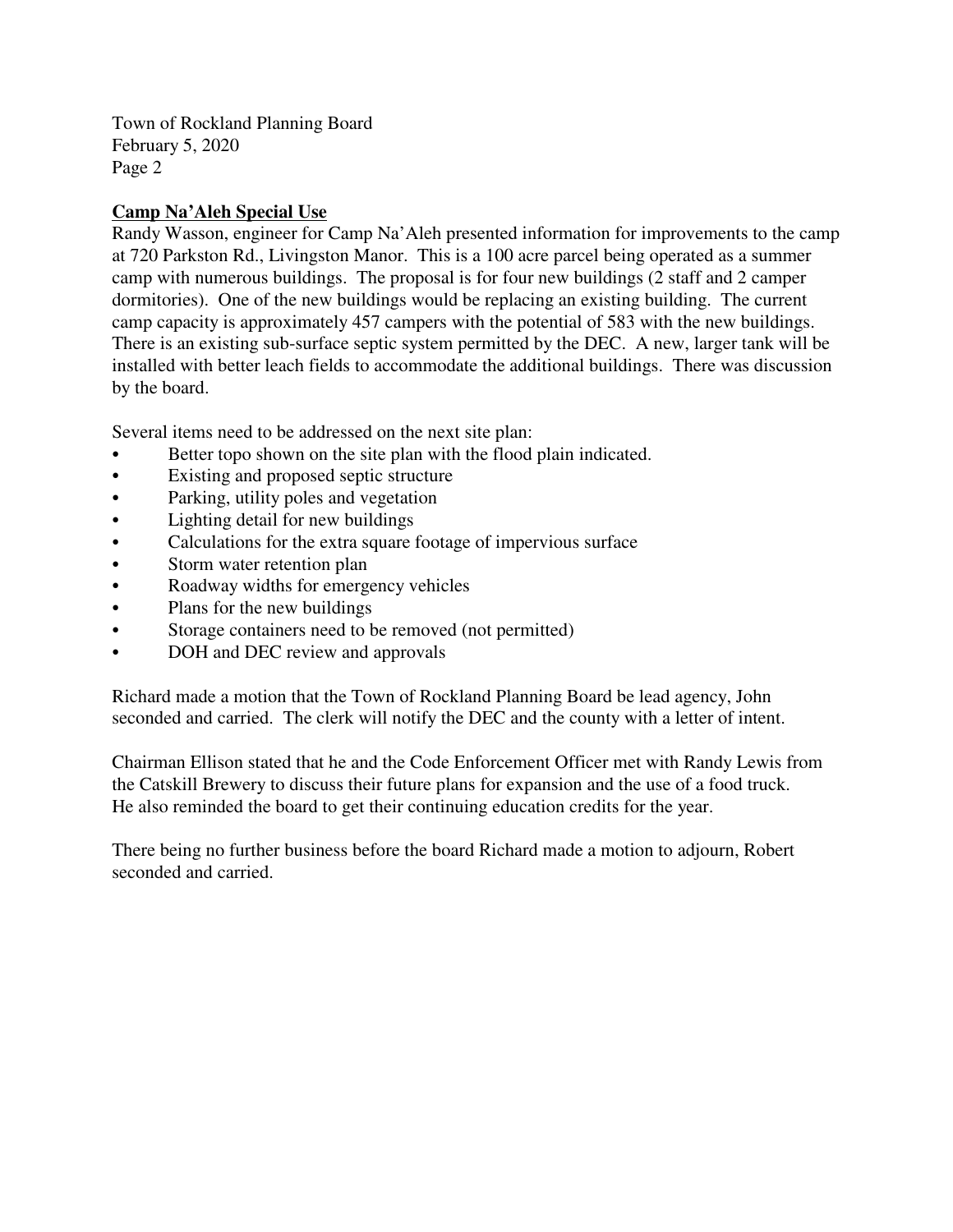**Camp Na'Aleh Special Use**

Randy Wasson, engineer for Camp Na'Aleh presented information for improvements to the camp at 720 Parkston Rd., Livingston Manor. This is a 100 acre parcel being operated as a summer camp with numerous buildings. The proposal is for four new buildings (2 staff and 2 camper dormitories). One of the new buildings would be replacing an existing building. The current camp capacity is approximately 457 campers with the potential of 583 with the new buildings. There is an existing sub-surface septic system permitted by the DEC. A new, larger tank will be installed with better leach fields to accommodate the additional buildings. There was discussion by the board.

Several items need to be addressed on the next site plan:

- Better topo shown on the site plan with the flood plain indicated.
- Existing and proposed septic structure
- Parking, utility poles and vegetation
- Lighting detail for new buildings
- Calculations for the extra square footage of impervious surface
- Storm water retention plan
- Roadway widths for emergency vehicles
- Plans for the new buildings
- Storage containers need to be removed (not permitted)
- DOH and DEC review and approvals

Richard made a motion that the Town of Rockland Planning Board be lead agency, John seconded and carried. The clerk will notify the DEC and the county with a letter of intent.

Chairman Ellison stated that he and the Code Enforcement Officer met with Randy Lewis from the Catskill Brewery to discuss their future plans for expansion and the use of a food truck. He also reminded the board to get their continuing education credits for the year.

There being no further business before the board Richard made a motion to adjourn, Robert seconded and carried.